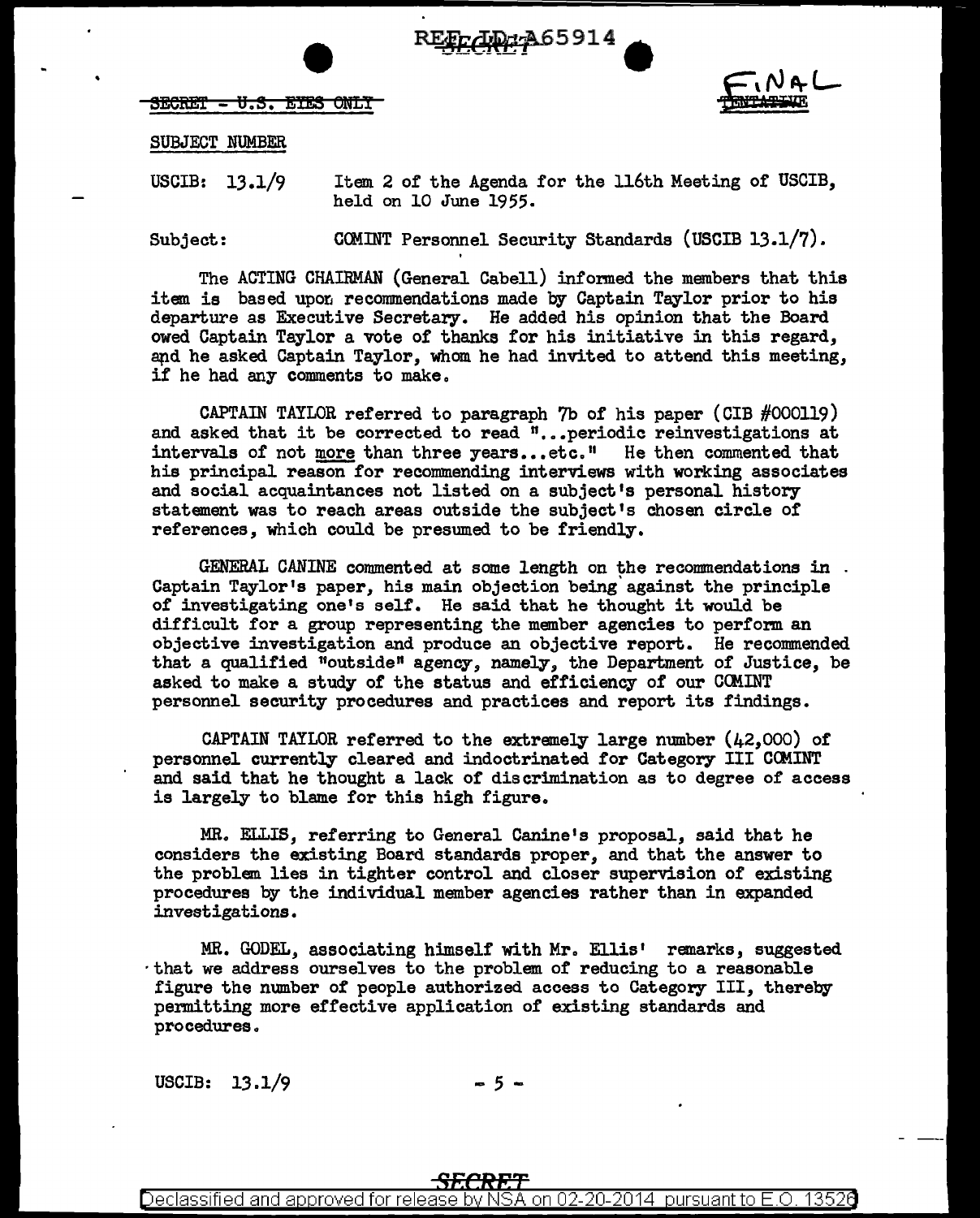REF ID:A65914
SECRET

~~SECRET - U.S. EYES ONLY~~

FINAL
~~TENTATIVE~~

SUBJECT NUMBER

USCIB: 13.1/9 Item 2 of the Agenda for the 116th Meeting of USCIB, held on 10 June 1955.

Subject: COMINT Personnel Security Standards (USCIB 13.1/7).

The ACTING CHAIRMAN (General Cabell) informed the members that this item is based upon recommendations made by Captain Taylor prior to his departure as Executive Secretary. He added his opinion that the Board owed Captain Taylor a vote of thanks for his initiative in this regard, and he asked Captain Taylor, whom he had invited to attend this meeting, if he had any comments to make.

CAPTAIN TAYLOR referred to paragraph 7b of his paper (CIB #000119) and asked that it be corrected to read "...periodic reinvestigations at intervals of not more than three years...etc." He then commented that his principal reason for recommending interviews with working associates and social acquaintances not listed on a subject's personal history statement was to reach areas outside the subject's chosen circle of references, which could be presumed to be friendly.

GENERAL CANINE commented at some length on the recommendations in Captain Taylor's paper, his main objection being against the principle of investigating one's self. He said that he thought it would be difficult for a group representing the member agencies to perform an objective investigation and produce an objective report. He recommended that a qualified "outside" agency, namely, the Department of Justice, be asked to make a study of the status and efficiency of our COMINT personnel security procedures and practices and report its findings.

CAPTAIN TAYLOR referred to the extremely large number (42,000) of personnel currently cleared and indoctrinated for Category III COMINT and said that he thought a lack of discrimination as to degree of access is largely to blame for this high figure.

MR. ELLIS, referring to General Canine's proposal, said that he considers the existing Board standards proper, and that the answer to the problem lies in tighter control and closer supervision of existing procedures by the individual member agencies rather than in expanded investigations.

MR. GODEL, associating himself with Mr. Ellis' remarks, suggested that we address ourselves to the problem of reducing to a reasonable figure the number of people authorized access to Category III, thereby permitting more effective application of existing standards and procedures.

USCIB: 13.1/9

SECRET

Declassified and approved for release by NSA on 02-20-2014 pursuant to E.O. 13526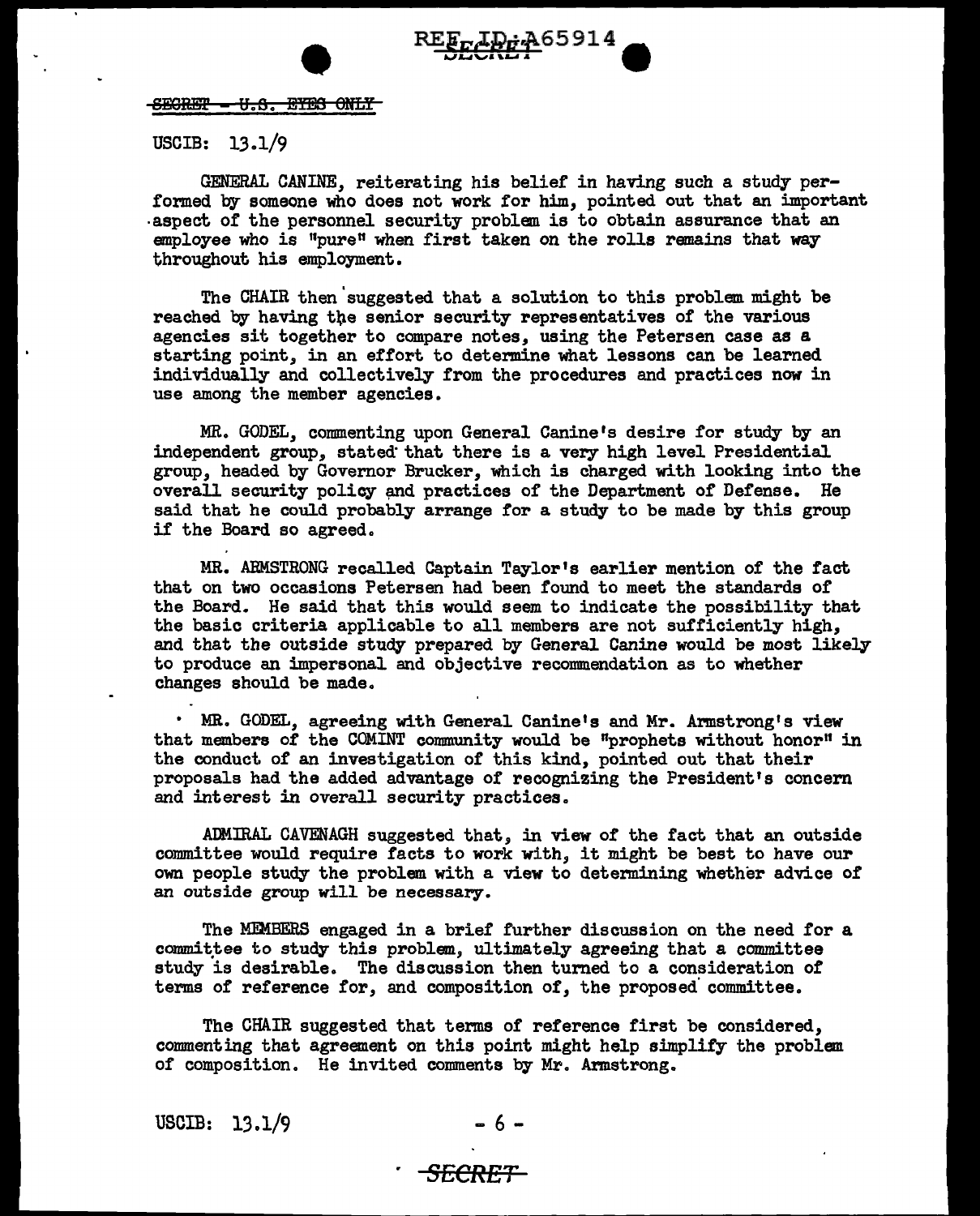~~SECRET - U.S. EYES ONLY~~

USCIB: 13.1/9

GENERAL CANINE, reiterating his belief in having such a study performed by someone who does not work for him, pointed out that an important aspect of the personnel security problem is to obtain assurance that an employee who is "pure" when first taken on the rolls remains that way throughout his employment.

The CHAIR then suggested that a solution to this problem might be reached by having the senior security representatives of the various agencies sit together to compare notes, using the Petersen case as a starting point, in an effort to determine what lessons can be learned individually and collectively from the procedures and practices now in use among the member agencies.

MR. GODEL, commenting upon General Canine's desire for study by an independent group, stated that there is a very high level Presidential group, headed by Governor Brucker, which is charged with looking into the overall security policy and practices of the Department of Defense. He said that he could probably arrange for a study to be made by this group if the Board so agreed.

MR. ARMSTRONG recalled Captain Taylor's earlier mention of the fact that on two occasions Petersen had been found to meet the standards of the Board. He said that this would seem to indicate the possibility that the basic criteria applicable to all members are not sufficiently high, and that the outside study prepared by General Canine would be most likely to produce an impersonal and objective recommendation as to whether changes should be made.

MR. GODEL, agreeing with General Canine's and Mr. Armstrong's view that members of the COMINT community would be "prophets without honor" in the conduct of an investigation of this kind, pointed out that their proposals had the added advantage of recognizing the President's concern and interest in overall security practices.

ADMIRAL CAVENAGH suggested that, in view of the fact that an outside committee would require facts to work with, it might be best to have our own people study the problem with a view to determining whether advice of an outside group will be necessary.

The MEMBERS engaged in a brief further discussion on the need for a committee to study this problem, ultimately agreeing that a committee study is desirable. The discussion then turned to a consideration of terms of reference for, and composition of, the proposed committee.

The CHAIR suggested that terms of reference first be considered, commenting that agreement on this point might help simplify the problem of composition. He invited comments by Mr. Armstrong.

USCIB: 13.1/9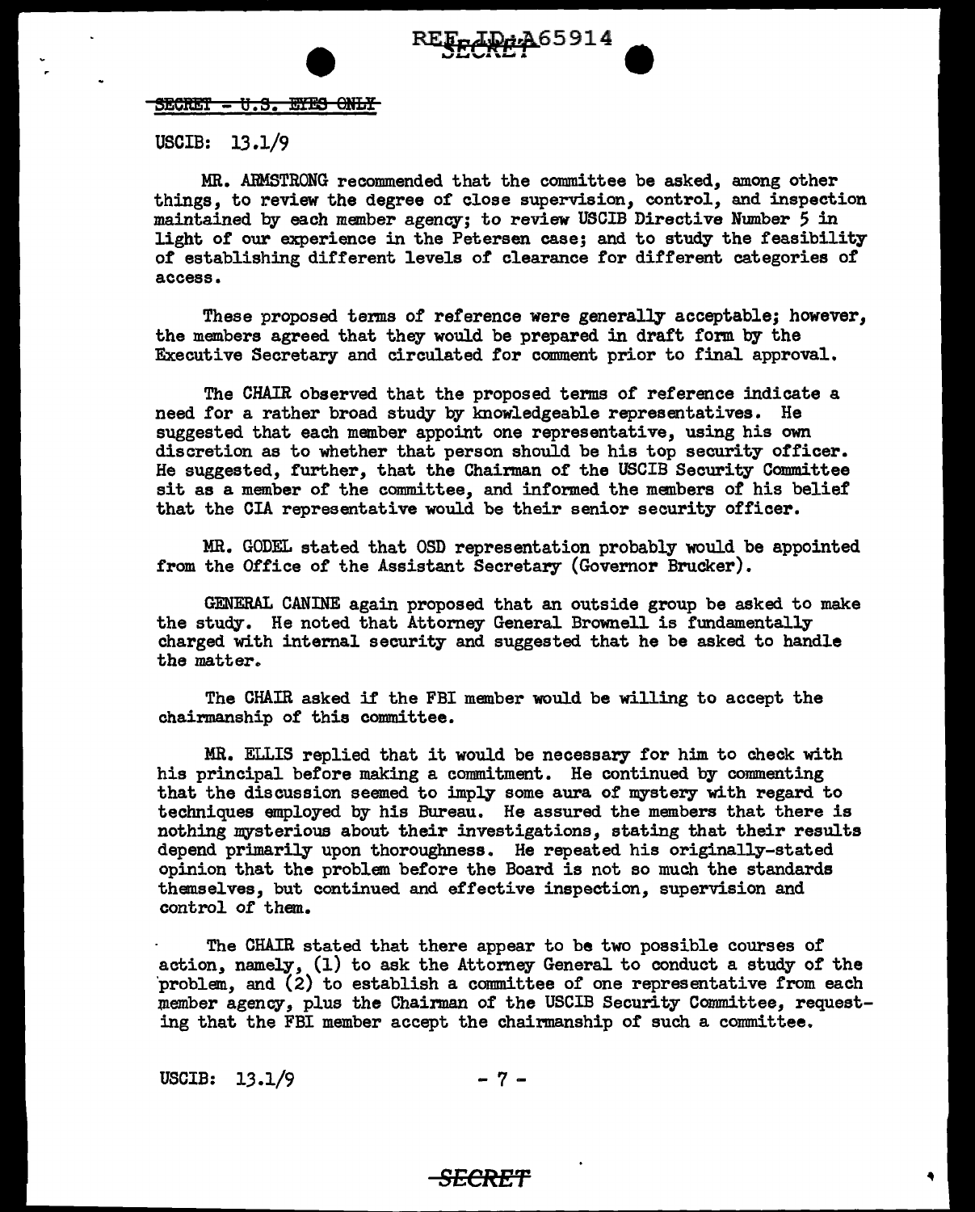~~SECRET - U.S. EYES ONLY~~

USCIB: 13.1/9

MR. ARMSTRONG recommended that the committee be asked, among other things, to review the degree of close supervision, control, and inspection maintained by each member agency; to review USCIB Directive Number 5 in light of our experience in the Petersen case; and to study the feasibility of establishing different levels of clearance for different categories of access.

These proposed terms of reference were generally acceptable; however, the members agreed that they would be prepared in draft form by the Executive Secretary and circulated for comment prior to final approval.

The CHAIR observed that the proposed terms of reference indicate a need for a rather broad study by knowledgeable representatives. He suggested that each member appoint one representative, using his own discretion as to whether that person should be his top security officer. He suggested, further, that the Chairman of the USCIB Security Committee sit as a member of the committee, and informed the members of his belief that the CIA representative would be their senior security officer.

MR. GODEL stated that OSD representation probably would be appointed from the Office of the Assistant Secretary (Governor Brucker).

GENERAL CANINE again proposed that an outside group be asked to make the study. He noted that Attorney General Brownell is fundamentally charged with internal security and suggested that he be asked to handle the matter.

The CHAIR asked if the FBI member would be willing to accept the chairmanship of this committee.

MR. ELLIS replied that it would be necessary for him to check with his principal before making a commitment. He continued by commenting that the discussion seemed to imply some aura of mystery with regard to techniques employed by his Bureau. He assured the members that there is nothing mysterious about their investigations, stating that their results depend primarily upon thoroughness. He repeated his originally-stated opinion that the problem before the Board is not so much the standards themselves, but continued and effective inspection, supervision and control of them.

The CHAIR stated that there appear to be two possible courses of action, namely, (1) to ask the Attorney General to conduct a study of the problem, and (2) to establish a committee of one representative from each member agency, plus the Chairman of the USCIB Security Committee, requesting that the FBI member accept the chairmanship of such a committee.

USCIB: 13.1/9

SECRET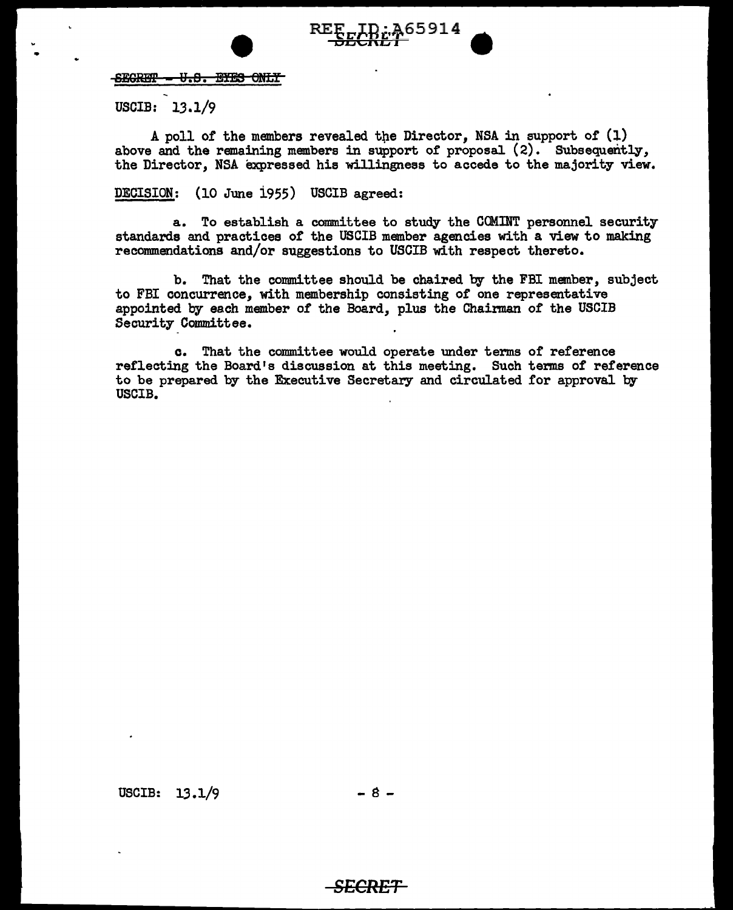~~SECRET - U.S. EYES ONLY~~

USCIB: 13.1/9

A poll of the members revealed the Director, NSA in support of (1) above and the remaining members in support of proposal (2). Subsequently, the Director, NSA expressed his willingness to accede to the majority view.

DECISION: (10 June 1955) USCIB agreed:

a. To establish a committee to study the COMINT personnel security standards and practices of the USCIB member agencies with a view to making recommendations and/or suggestions to USCIB with respect thereto.

b. That the committee should be chaired by the FBI member, subject to FBI concurrence, with membership consisting of one representative appointed by each member of the Board, plus the Chairman of the USCIB Security Committee.

c. That the committee would operate under terms of reference reflecting the Board's discussion at this meeting. Such terms of reference to be prepared by the Executive Secretary and circulated for approval by USCIB.

USCIB: 13.1/9